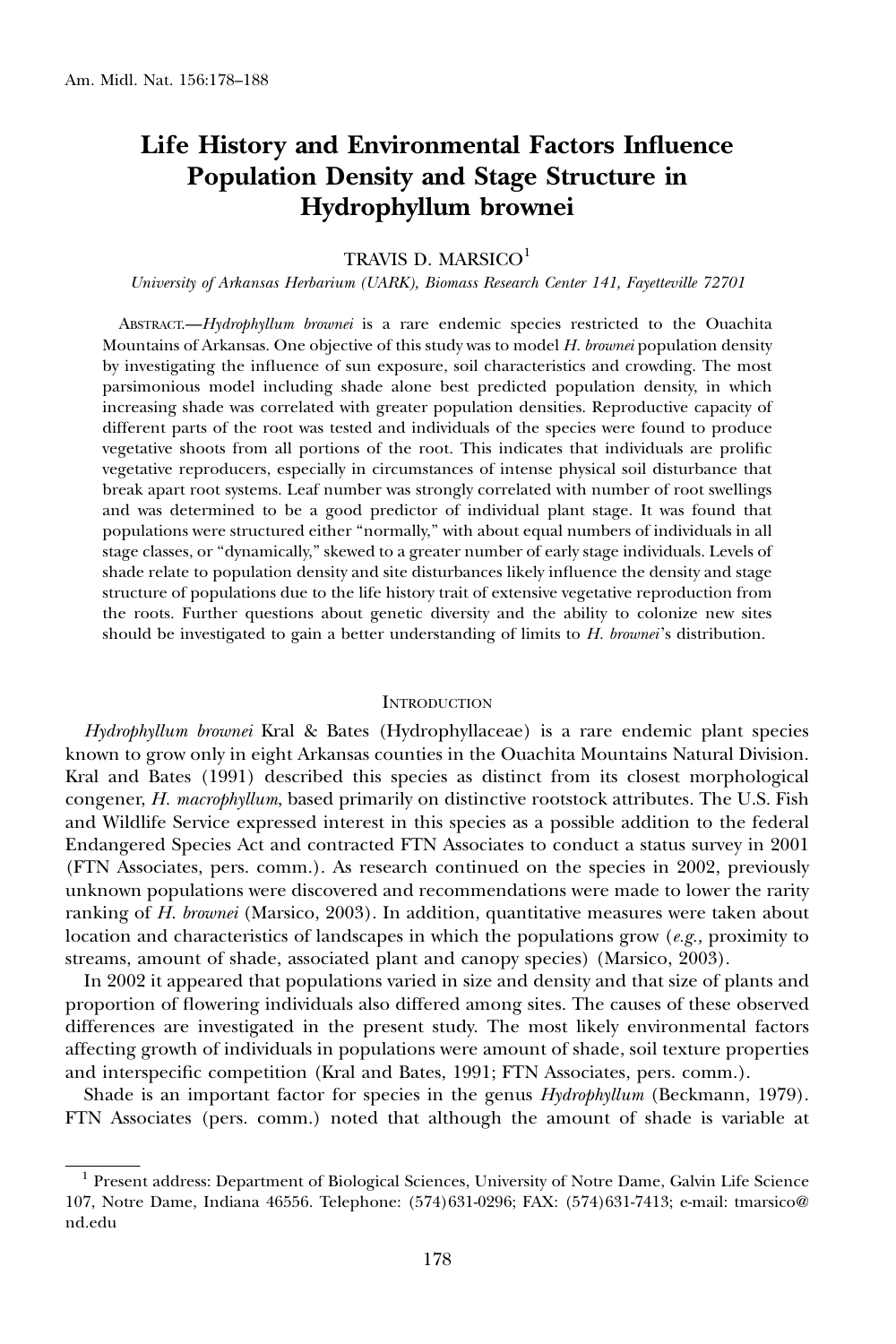# Life History and Environmental Factors Influence Population Density and Stage Structure in Hydrophyllum brownei

TRAVIS D. MARSICO[1]

*University of Arkansas Herbarium (UARK), Biomass Research Center 141, Fayetteville 72701*

Abstract.—*Hydrophyllum brownei* is a rare endemic species restricted to the Ouachita Mountains of Arkansas. One objective of this study was to model *H. brownei* population density by investigating the influence of sun exposure, soil characteristics and crowding. The most parsimonious model including shade alone best predicted population density, in which increasing shade was correlated with greater population densities. Reproductive capacity of different parts of the root was tested and individuals of the species were found to produce vegetative shoots from all portions of the root. This indicates that individuals are prolific vegetative reproducers, especially in circumstances of intense physical soil disturbance that break apart root systems. Leaf number was strongly correlated with number of root swellings and was determined to be a good predictor of individual plant stage. It was found that populations were structured either "normally," with about equal numbers of individuals in all stage classes, or "dynamically," skewed to a greater number of early stage individuals. Levels of shade relate to population density and site disturbances likely influence the density and stage structure of populations due to the life history trait of extensive vegetative reproduction from the roots. Further questions about genetic diversity and the ability to colonize new sites should be investigated to gain a better understanding of limits to *H. brownei*'s distribution.

## Introduction

*Hydrophyllum brownei* Kral & Bates (Hydrophyllaceae) is a rare endemic plant species known to grow only in eight Arkansas counties in the Ouachita Mountains Natural Division. Kral and Bates (1991) described this species as distinct from its closest morphological congener, *H. macrophyllum*, based primarily on distinctive rootstock attributes. The U.S. Fish and Wildlife Service expressed interest in this species as a possible addition to the federal Endangered Species Act and contracted FTN Associates to conduct a status survey in 2001 (FTN Associates, pers. comm.). As research continued on the species in 2002, previously unknown populations were discovered and recommendations were made to lower the rarity ranking of *H. brownei* (Marsico, 2003). In addition, quantitative measures were taken about location and characteristics of landscapes in which the populations grow (*e.g.,* proximity to streams, amount of shade, associated plant and canopy species) (Marsico, 2003).

In 2002 it appeared that populations varied in size and density and that size of plants and proportion of flowering individuals also differed among sites. The causes of these observed differences are investigated in the present study. The most likely environmental factors affecting growth of individuals in populations were amount of shade, soil texture properties and interspecific competition (Kral and Bates, 1991; FTN Associates, pers. comm.).

Shade is an important factor for species in the genus *Hydrophyllum* (Beckmann, 1979). FTN Associates (pers. comm.) noted that although the amount of shade is variable at

---

[1] Present address: Department of Biological Sciences, University of Notre Dame, Galvin Life Science 107, Notre Dame, Indiana 46556. Telephone: (574)631-0296; FAX: (574)631-7413; e-mail: tmarsico@nd.edu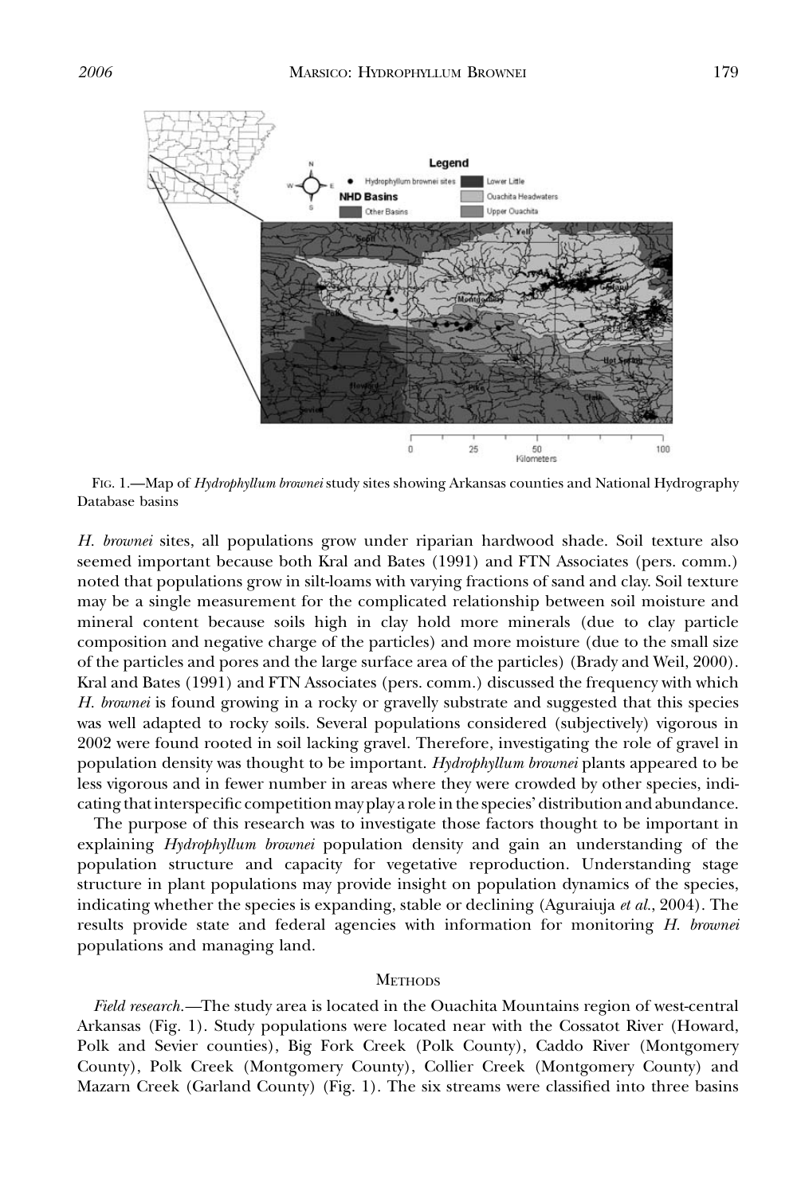FIG. 1.—Map of *Hydrophyllum brownei* study sites showing Arkansas counties and National Hydrography Database basins

*H. brownei* sites, all populations grow under riparian hardwood shade. Soil texture also seemed important because both Kral and Bates (1991) and FTN Associates (pers. comm.) noted that populations grow in silt-loams with varying fractions of sand and clay. Soil texture may be a single measurement for the complicated relationship between soil moisture and mineral content because soils high in clay hold more minerals (due to clay particle composition and negative charge of the particles) and more moisture (due to the small size of the particles and pores and the large surface area of the particles) (Brady and Weil, 2000). Kral and Bates (1991) and FTN Associates (pers. comm.) discussed the frequency with which *H. brownei* is found growing in a rocky or gravelly substrate and suggested that this species was well adapted to rocky soils. Several populations considered (subjectively) vigorous in 2002 were found rooted in soil lacking gravel. Therefore, investigating the role of gravel in population density was thought to be important. *Hydrophyllum brownei* plants appeared to be less vigorous and in fewer number in areas where they were crowded by other species, indicating that interspecific competition may play a role in the species' distribution and abundance.

The purpose of this research was to investigate those factors thought to be important in explaining *Hydrophyllum brownei* population density and gain an understanding of the population structure and capacity for vegetative reproduction. Understanding stage structure in plant populations may provide insight on population dynamics of the species, indicating whether the species is expanding, stable or declining (Aguraiuja *et al.*, 2004). The results provide state and federal agencies with information for monitoring *H. brownei* populations and managing land.

## METHODS

*Field research.*—The study area is located in the Ouachita Mountains region of west-central Arkansas (Fig. 1). Study populations were located near with the Cossatot River (Howard, Polk and Sevier counties), Big Fork Creek (Polk County), Caddo River (Montgomery County), Polk Creek (Montgomery County), Collier Creek (Montgomery County) and Mazarn Creek (Garland County) (Fig. 1). The six streams were classified into three basins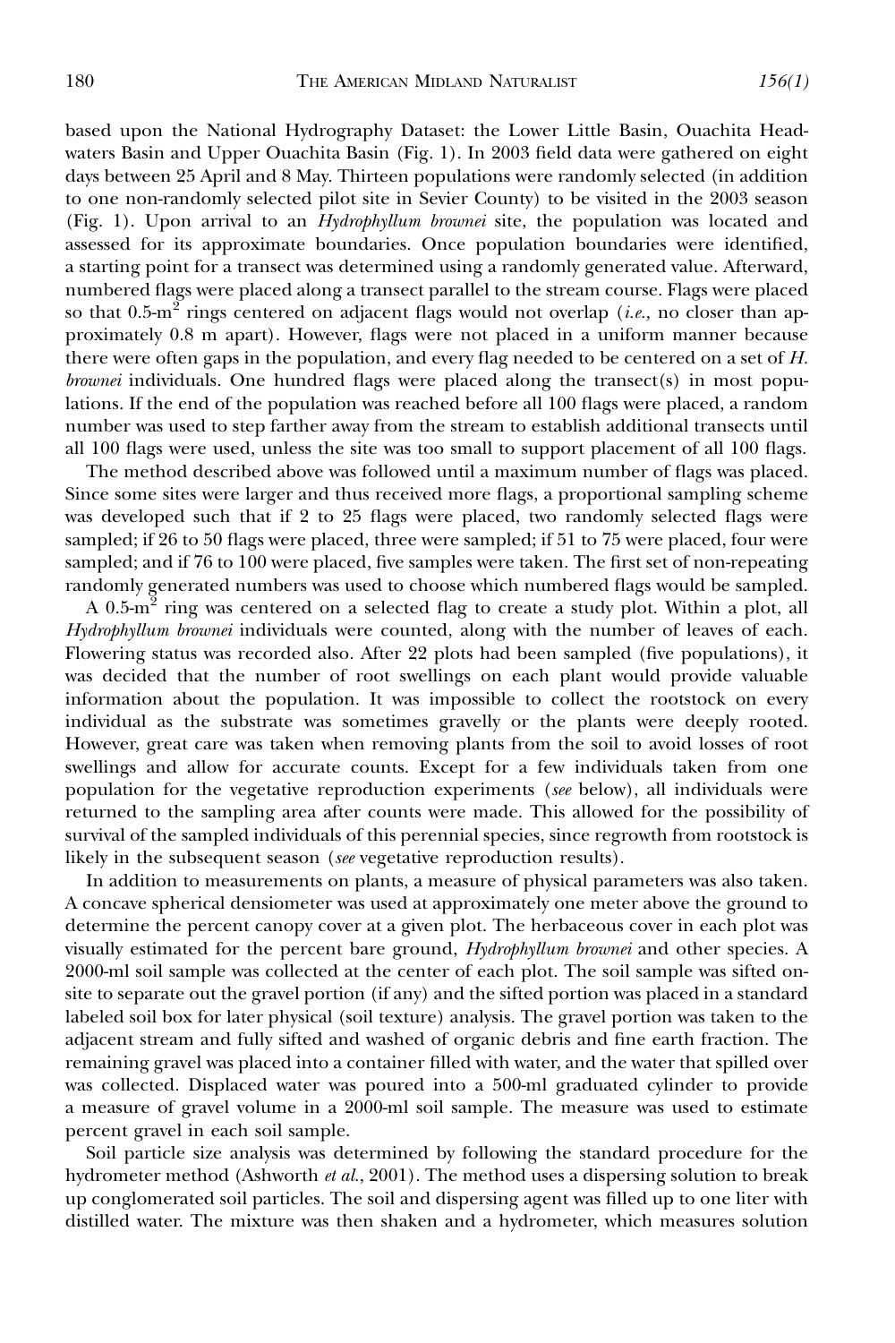based upon the National Hydrography Dataset: the Lower Little Basin, Ouachita Headwaters Basin and Upper Ouachita Basin (Fig. 1). In 2003 field data were gathered on eight days between 25 April and 8 May. Thirteen populations were randomly selected (in addition to one non-randomly selected pilot site in Sevier County) to be visited in the 2003 season (Fig. 1). Upon arrival to an *Hydrophyllum brownei* site, the population was located and assessed for its approximate boundaries. Once population boundaries were identified, a starting point for a transect was determined using a randomly generated value. Afterward, numbered flags were placed along a transect parallel to the stream course. Flags were placed so that 0.5-$m^2$ rings centered on adjacent flags would not overlap (*i.e.,* no closer than approximately 0.8 m apart). However, flags were not placed in a uniform manner because there were often gaps in the population, and every flag needed to be centered on a set of *H. brownei* individuals. One hundred flags were placed along the transect(s) in most populations. If the end of the population was reached before all 100 flags were placed, a random number was used to step farther away from the stream to establish additional transects until all 100 flags were used, unless the site was too small to support placement of all 100 flags.

The method described above was followed until a maximum number of flags was placed. Since some sites were larger and thus received more flags, a proportional sampling scheme was developed such that if 2 to 25 flags were placed, two randomly selected flags were sampled; if 26 to 50 flags were placed, three were sampled; if 51 to 75 were placed, four were sampled; and if 76 to 100 were placed, five samples were taken. The first set of non-repeating randomly generated numbers was used to choose which numbered flags would be sampled.

A 0.5-$m^2$ ring was centered on a selected flag to create a study plot. Within a plot, all *Hydrophyllum brownei* individuals were counted, along with the number of leaves of each. Flowering status was recorded also. After 22 plots had been sampled (five populations), it was decided that the number of root swellings on each plant would provide valuable information about the population. It was impossible to collect the rootstock on every individual as the substrate was sometimes gravelly or the plants were deeply rooted. However, great care was taken when removing plants from the soil to avoid losses of root swellings and allow for accurate counts. Except for a few individuals taken from one population for the vegetative reproduction experiments (*see* below), all individuals were returned to the sampling area after counts were made. This allowed for the possibility of survival of the sampled individuals of this perennial species, since regrowth from rootstock is likely in the subsequent season (*see* vegetative reproduction results).

In addition to measurements on plants, a measure of physical parameters was also taken. A concave spherical densiometer was used at approximately one meter above the ground to determine the percent canopy cover at a given plot. The herbaceous cover in each plot was visually estimated for the percent bare ground, *Hydrophyllum brownei* and other species. A 2000-ml soil sample was collected at the center of each plot. The soil sample was sifted on-site to separate out the gravel portion (if any) and the sifted portion was placed in a standard labeled soil box for later physical (soil texture) analysis. The gravel portion was taken to the adjacent stream and fully sifted and washed of organic debris and fine earth fraction. The remaining gravel was placed into a container filled with water, and the water that spilled over was collected. Displaced water was poured into a 500-ml graduated cylinder to provide a measure of gravel volume in a 2000-ml soil sample. The measure was used to estimate percent gravel in each soil sample.

Soil particle size analysis was determined by following the standard procedure for the hydrometer method (Ashworth *et al.*, 2001). The method uses a dispersing solution to break up conglomerated soil particles. The soil and dispersing agent was filled up to one liter with distilled water. The mixture was then shaken and a hydrometer, which measures solution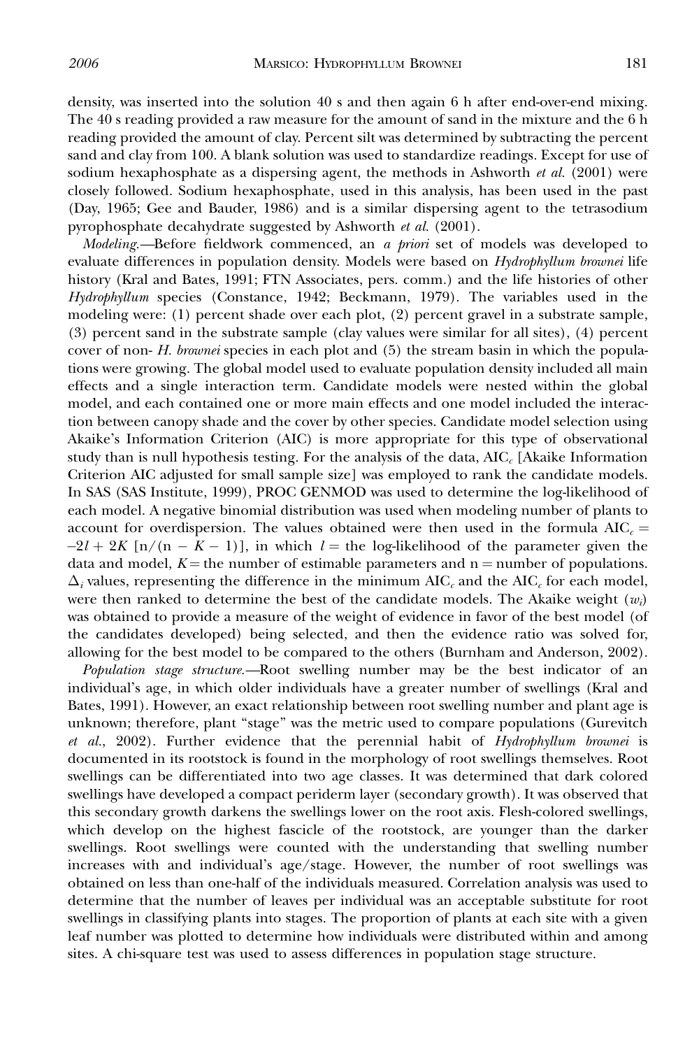density, was inserted into the solution 40 s and then again 6 h after end-over-end mixing. The 40 s reading provided a raw measure for the amount of sand in the mixture and the 6 h reading provided the amount of clay. Percent silt was determined by subtracting the percent sand and clay from 100. A blank solution was used to standardize readings. Except for use of sodium hexaphosphate as a dispersing agent, the methods in Ashworth *et al.* (2001) were closely followed. Sodium hexaphosphate, used in this analysis, has been used in the past (Day, 1965; Gee and Bauder, 1986) and is a similar dispersing agent to the tetrasodium pyrophosphate decahydrate suggested by Ashworth *et al.* (2001).

*Modeling.*—Before fieldwork commenced, an *a priori* set of models was developed to evaluate differences in population density. Models were based on *Hydrophyllum brownei* life history (Kral and Bates, 1991; FTN Associates, pers. comm.) and the life histories of other *Hydrophyllum* species (Constance, 1942; Beckmann, 1979). The variables used in the modeling were: (1) percent shade over each plot, (2) percent gravel in a substrate sample, (3) percent sand in the substrate sample (clay values were similar for all sites), (4) percent cover of non- *H. brownei* species in each plot and (5) the stream basin in which the populations were growing. The global model used to evaluate population density included all main effects and a single interaction term. Candidate models were nested within the global model, and each contained one or more main effects and one model included the interaction between canopy shade and the cover by other species. Candidate model selection using Akaike's Information Criterion (AIC) is more appropriate for this type of observational study than is null hypothesis testing. For the analysis of the data, $AIC_c$ [Akaike Information Criterion AIC adjusted for small sample size] was employed to rank the candidate models. In SAS (SAS Institute, 1999), PROC GENMOD was used to determine the log-likelihood of each model. A negative binomial distribution was used when modeling number of plants to account for overdispersion. The values obtained were then used in the formula $AIC_c = -2l + 2K\,[n/(n - K - 1)]$, in which $l$ = the log-likelihood of the parameter given the data and model, $K$ = the number of estimable parameters and n = number of populations. $\Delta_i$ values, representing the difference in the minimum $AIC_c$ and the $AIC_c$ for each model, were then ranked to determine the best of the candidate models. The Akaike weight ($w_i$) was obtained to provide a measure of the weight of evidence in favor of the best model (of the candidates developed) being selected, and then the evidence ratio was solved for, allowing for the best model to be compared to the others (Burnham and Anderson, 2002).

*Population stage structure.*—Root swelling number may be the best indicator of an individual's age, in which older individuals have a greater number of swellings (Kral and Bates, 1991). However, an exact relationship between root swelling number and plant age is unknown; therefore, plant "stage" was the metric used to compare populations (Gurevitch *et al.*, 2002). Further evidence that the perennial habit of *Hydrophyllum brownei* is documented in its rootstock is found in the morphology of root swellings themselves. Root swellings can be differentiated into two age classes. It was determined that dark colored swellings have developed a compact periderm layer (secondary growth). It was observed that this secondary growth darkens the swellings lower on the root axis. Flesh-colored swellings, which develop on the highest fascicle of the rootstock, are younger than the darker swellings. Root swellings were counted with the understanding that swelling number increases with and individual's age/stage. However, the number of root swellings was obtained on less than one-half of the individuals measured. Correlation analysis was used to determine that the number of leaves per individual was an acceptable substitute for root swellings in classifying plants into stages. The proportion of plants at each site with a given leaf number was plotted to determine how individuals were distributed within and among sites. A chi-square test was used to assess differences in population stage structure.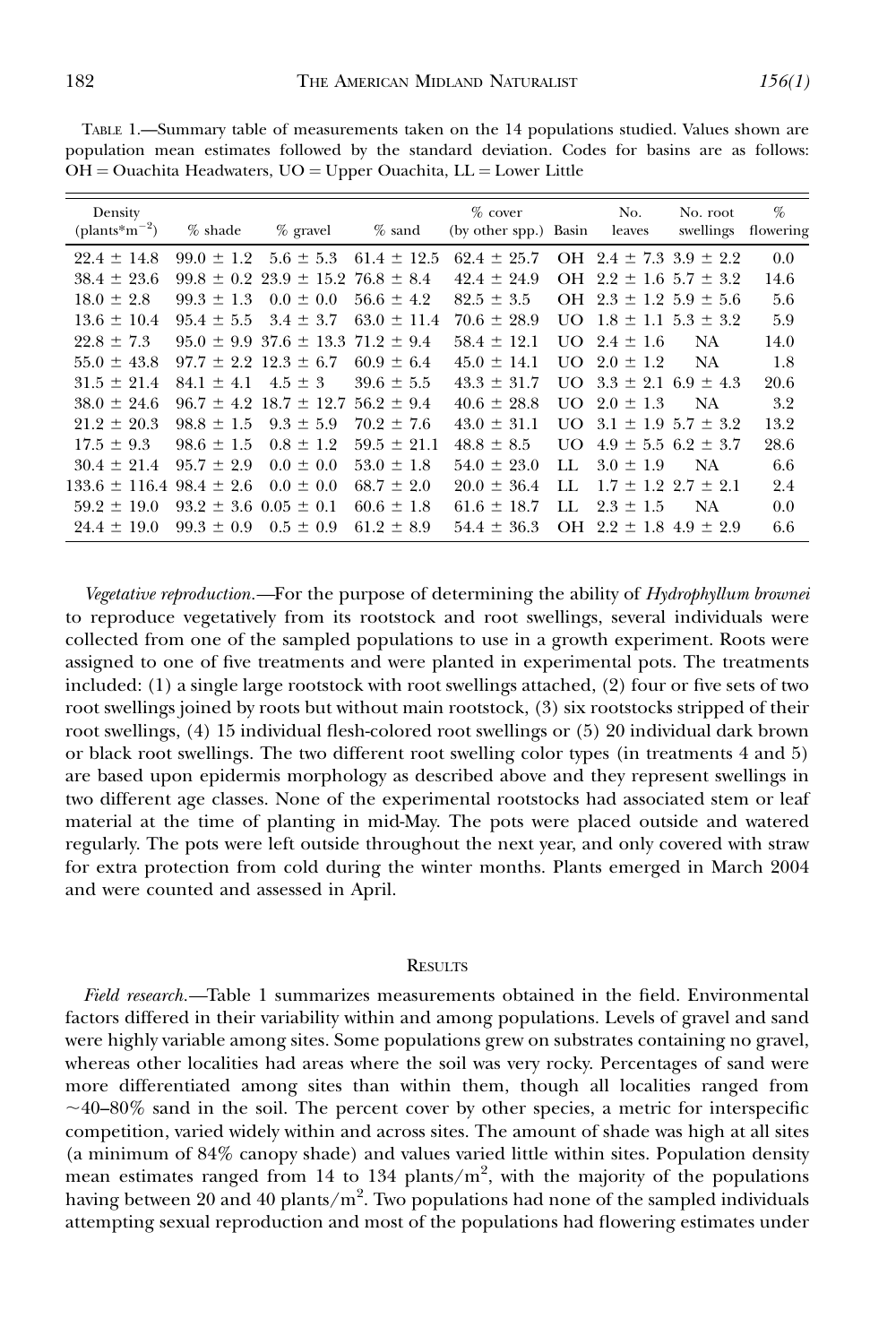TABLE 1.—Summary table of measurements taken on the 14 populations studied. Values shown are population mean estimates followed by the standard deviation. Codes for basins are as follows: OH = Ouachita Headwaters, UO = Upper Ouachita, LL = Lower Little

| Density (plants*m$^{-2}$) | % shade | % gravel | % sand | % cover (by other spp.) | Basin | No. leaves | No. root swellings | % flowering |
|---|---|---|---|---|---|---|---|---|
| 22.4 ± 14.8 | 99.0 ± 1.2 | 5.6 ± 5.3 | 61.4 ± 12.5 | 62.4 ± 25.7 | OH | 2.4 ± 7.3 | 3.9 ± 2.2 | 0.0 |
| 38.4 ± 23.6 | 99.8 ± 0.2 | 23.9 ± 15.2 | 76.8 ± 8.4 | 42.4 ± 24.9 | OH | 2.2 ± 1.6 | 5.7 ± 3.2 | 14.6 |
| 18.0 ± 2.8 | 99.3 ± 1.3 | 0.0 ± 0.0 | 56.6 ± 4.2 | 82.5 ± 3.5 | OH | 2.3 ± 1.2 | 5.9 ± 5.6 | 5.6 |
| 13.6 ± 10.4 | 95.4 ± 5.5 | 3.4 ± 3.7 | 63.0 ± 11.4 | 70.6 ± 28.9 | UO | 1.8 ± 1.1 | 5.3 ± 3.2 | 5.9 |
| 22.8 ± 7.3 | 95.0 ± 9.9 | 37.6 ± 13.3 | 71.2 ± 9.4 | 58.4 ± 12.1 | UO | 2.4 ± 1.6 | NA | 14.0 |
| 55.0 ± 43.8 | 97.7 ± 2.2 | 12.3 ± 6.7 | 60.9 ± 6.4 | 45.0 ± 14.1 | UO | 2.0 ± 1.2 | NA | 1.8 |
| 31.5 ± 21.4 | 84.1 ± 4.1 | 4.5 ± 3 | 39.6 ± 5.5 | 43.3 ± 31.7 | UO | 3.3 ± 2.1 | 6.9 ± 4.3 | 20.6 |
| 38.0 ± 24.6 | 96.7 ± 4.2 | 18.7 ± 12.7 | 56.2 ± 9.4 | 40.6 ± 28.8 | UO | 2.0 ± 1.3 | NA | 3.2 |
| 21.2 ± 20.3 | 98.8 ± 1.5 | 9.3 ± 5.9 | 70.2 ± 7.6 | 43.0 ± 31.1 | UO | 3.1 ± 1.9 | 5.7 ± 3.2 | 13.2 |
| 17.5 ± 9.3 | 98.6 ± 1.5 | 0.8 ± 1.2 | 59.5 ± 21.1 | 48.8 ± 8.5 | UO | 4.9 ± 5.5 | 6.2 ± 3.7 | 28.6 |
| 30.4 ± 21.4 | 95.7 ± 2.9 | 0.0 ± 0.0 | 53.0 ± 1.8 | 54.0 ± 23.0 | LL | 3.0 ± 1.9 | NA | 6.6 |
| 133.6 ± 116.4 | 98.4 ± 2.6 | 0.0 ± 0.0 | 68.7 ± 2.0 | 20.0 ± 36.4 | LL | 1.7 ± 1.2 | 2.7 ± 2.1 | 2.4 |
| 59.2 ± 19.0 | 93.2 ± 3.6 | 0.05 ± 0.1 | 60.6 ± 1.8 | 61.6 ± 18.7 | LL | 2.3 ± 1.5 | NA | 0.0 |
| 24.4 ± 19.0 | 99.3 ± 0.9 | 0.5 ± 0.9 | 61.2 ± 8.9 | 54.4 ± 36.3 | OH | 2.2 ± 1.8 | 4.9 ± 2.9 | 6.6 |

*Vegetative reproduction.*—For the purpose of determining the ability of *Hydrophyllum brownei* to reproduce vegetatively from its rootstock and root swellings, several individuals were collected from one of the sampled populations to use in a growth experiment. Roots were assigned to one of five treatments and were planted in experimental pots. The treatments included: (1) a single large rootstock with root swellings attached, (2) four or five sets of two root swellings joined by roots but without main rootstock, (3) six rootstocks stripped of their root swellings, (4) 15 individual flesh-colored root swellings or (5) 20 individual dark brown or black root swellings. The two different root swelling color types (in treatments 4 and 5) are based upon epidermis morphology as described above and they represent swellings in two different age classes. None of the experimental rootstocks had associated stem or leaf material at the time of planting in mid-May. The pots were placed outside and watered regularly. The pots were left outside throughout the next year, and only covered with straw for extra protection from cold during the winter months. Plants emerged in March 2004 and were counted and assessed in April.

## RESULTS

*Field research.*—Table 1 summarizes measurements obtained in the field. Environmental factors differed in their variability within and among populations. Levels of gravel and sand were highly variable among sites. Some populations grew on substrates containing no gravel, whereas other localities had areas where the soil was very rocky. Percentages of sand were more differentiated among sites than within them, though all localities ranged from ~40–80% sand in the soil. The percent cover by other species, a metric for interspecific competition, varied widely within and across sites. The amount of shade was high at all sites (a minimum of 84% canopy shade) and values varied little within sites. Population density mean estimates ranged from 14 to 134 plants/m$^2$, with the majority of the populations having between 20 and 40 plants/m$^2$. Two populations had none of the sampled individuals attempting sexual reproduction and most of the populations had flowering estimates under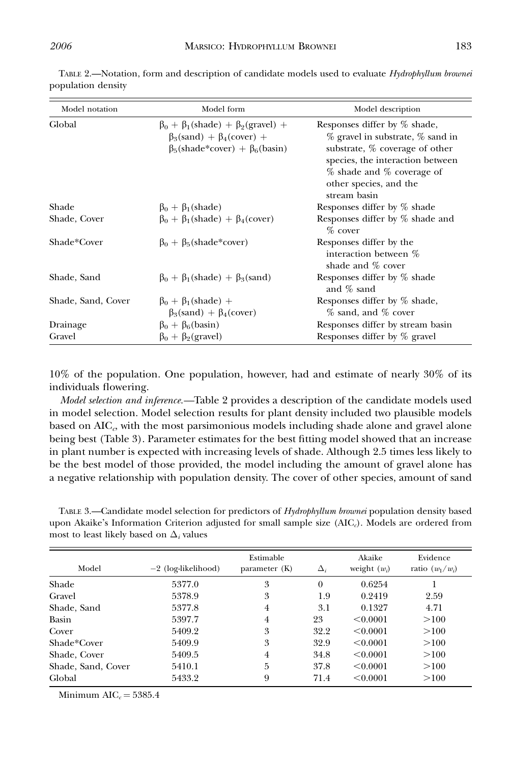TABLE 2.—Notation, form and description of candidate models used to evaluate *Hydrophyllum brownei* population density

| Model notation | Model form | Model description |
|---|---|---|
| Global | $\beta_0 + \beta_1(\text{shade}) + \beta_2(\text{gravel}) + \beta_3(\text{sand}) + \beta_4(\text{cover}) + \beta_5(\text{shade*cover}) + \beta_6(\text{basin})$ | Responses differ by % shade, % gravel in substrate, % sand in substrate, % coverage of other species, the interaction between % shade and % coverage of other species, and the stream basin |
| Shade | $\beta_0 + \beta_1(\text{shade})$ | Responses differ by % shade |
| Shade, Cover | $\beta_0 + \beta_1(\text{shade}) + \beta_4(\text{cover})$ | Responses differ by % shade and % cover |
| Shade*Cover | $\beta_0 + \beta_5(\text{shade*cover})$ | Responses differ by the interaction between % shade and % cover |
| Shade, Sand | $\beta_0 + \beta_1(\text{shade}) + \beta_3(\text{sand})$ | Responses differ by % shade and % sand |
| Shade, Sand, Cover | $\beta_0 + \beta_1(\text{shade}) + \beta_3(\text{sand}) + \beta_4(\text{cover})$ | Responses differ by % shade, % sand, and % cover |
| Drainage | $\beta_0 + \beta_6(\text{basin})$ | Responses differ by stream basin |
| Gravel | $\beta_0 + \beta_2(\text{gravel})$ | Responses differ by % gravel |

10% of the population. One population, however, had and estimate of nearly 30% of its individuals flowering.

*Model selection and inference.*—Table 2 provides a description of the candidate models used in model selection. Model selection results for plant density included two plausible models based on $AIC_c$, with the most parsimonious models including shade alone and gravel alone being best (Table 3). Parameter estimates for the best fitting model showed that an increase in plant number is expected with increasing levels of shade. Although 2.5 times less likely to be the best model of those provided, the model including the amount of gravel alone has a negative relationship with population density. The cover of other species, amount of sand

TABLE 3.—Candidate model selection for predictors of *Hydrophyllum brownei* population density based upon Akaike's Information Criterion adjusted for small sample size ($AIC_c$). Models are ordered from most to least likely based on $\Delta_i$ values

| Model | −2 (log-likelihood) | Estimable parameter (K) | $\Delta_i$ | Akaike weight ($w_i$) | Evidence ratio ($w_1/w_i$) |
|---|---|---|---|---|---|
| Shade | 5377.0 | 3 | 0 | 0.6254 | 1 |
| Gravel | 5378.9 | 3 | 1.9 | 0.2419 | 2.59 |
| Shade, Sand | 5377.8 | 4 | 3.1 | 0.1327 | 4.71 |
| Basin | 5397.7 | 4 | 23 | <0.0001 | >100 |
| Cover | 5409.2 | 3 | 32.2 | <0.0001 | >100 |
| Shade*Cover | 5409.9 | 3 | 32.9 | <0.0001 | >100 |
| Shade, Cover | 5409.5 | 4 | 34.8 | <0.0001 | >100 |
| Shade, Sand, Cover | 5410.1 | 5 | 37.8 | <0.0001 | >100 |
| Global | 5433.2 | 9 | 71.4 | <0.0001 | >100 |

Minimum $AIC_c = 5385.4$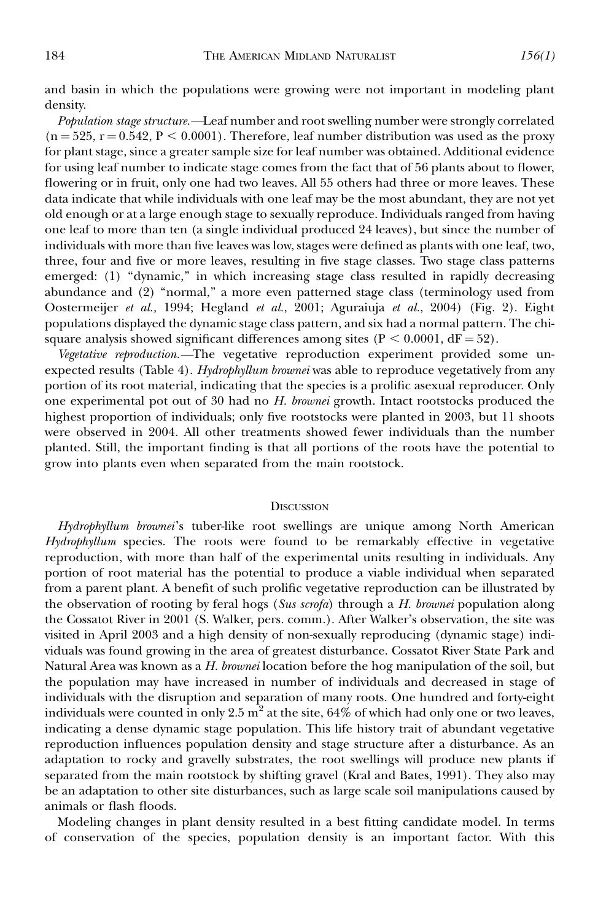and basin in which the populations were growing were not important in modeling plant density.

*Population stage structure.*—Leaf number and root swelling number were strongly correlated ($n = 525$, $r = 0.542$, $P < 0.0001$). Therefore, leaf number distribution was used as the proxy for plant stage, since a greater sample size for leaf number was obtained. Additional evidence for using leaf number to indicate stage comes from the fact that of 56 plants about to flower, flowering or in fruit, only one had two leaves. All 55 others had three or more leaves. These data indicate that while individuals with one leaf may be the most abundant, they are not yet old enough or at a large enough stage to sexually reproduce. Individuals ranged from having one leaf to more than ten (a single individual produced 24 leaves), but since the number of individuals with more than five leaves was low, stages were defined as plants with one leaf, two, three, four and five or more leaves, resulting in five stage classes. Two stage class patterns emerged: (1) "dynamic," in which increasing stage class resulted in rapidly decreasing abundance and (2) "normal," a more even patterned stage class (terminology used from Oostermeijer *et al.,* 1994; Hegland *et al*., 2001; Aguraiuja *et al*., 2004) (Fig. 2). Eight populations displayed the dynamic stage class pattern, and six had a normal pattern. The chi-square analysis showed significant differences among sites ($P < 0.0001$, $dF = 52$).

*Vegetative reproduction.*—The vegetative reproduction experiment provided some unexpected results (Table 4). *Hydrophyllum brownei* was able to reproduce vegetatively from any portion of its root material, indicating that the species is a prolific asexual reproducer. Only one experimental pot out of 30 had no *H. brownei* growth. Intact rootstocks produced the highest proportion of individuals; only five rootstocks were planted in 2003, but 11 shoots were observed in 2004. All other treatments showed fewer individuals than the number planted. Still, the important finding is that all portions of the roots have the potential to grow into plants even when separated from the main rootstock.

## Discussion

*Hydrophyllum brownei*'s tuber-like root swellings are unique among North American *Hydrophyllum* species. The roots were found to be remarkably effective in vegetative reproduction, with more than half of the experimental units resulting in individuals. Any portion of root material has the potential to produce a viable individual when separated from a parent plant. A benefit of such prolific vegetative reproduction can be illustrated by the observation of rooting by feral hogs (*Sus scrofa*) through a *H. brownei* population along the Cossatot River in 2001 (S. Walker, pers. comm.). After Walker's observation, the site was visited in April 2003 and a high density of non-sexually reproducing (dynamic stage) individuals was found growing in the area of greatest disturbance. Cossatot River State Park and Natural Area was known as a *H. brownei* location before the hog manipulation of the soil, but the population may have increased in number of individuals and decreased in stage of individuals with the disruption and separation of many roots. One hundred and forty-eight individuals were counted in only 2.5 $m^2$ at the site, 64% of which had only one or two leaves, indicating a dense dynamic stage population. This life history trait of abundant vegetative reproduction influences population density and stage structure after a disturbance. As an adaptation to rocky and gravelly substrates, the root swellings will produce new plants if separated from the main rootstock by shifting gravel (Kral and Bates, 1991). They also may be an adaptation to other site disturbances, such as large scale soil manipulations caused by animals or flash floods.

Modeling changes in plant density resulted in a best fitting candidate model. In terms of conservation of the species, population density is an important factor. With this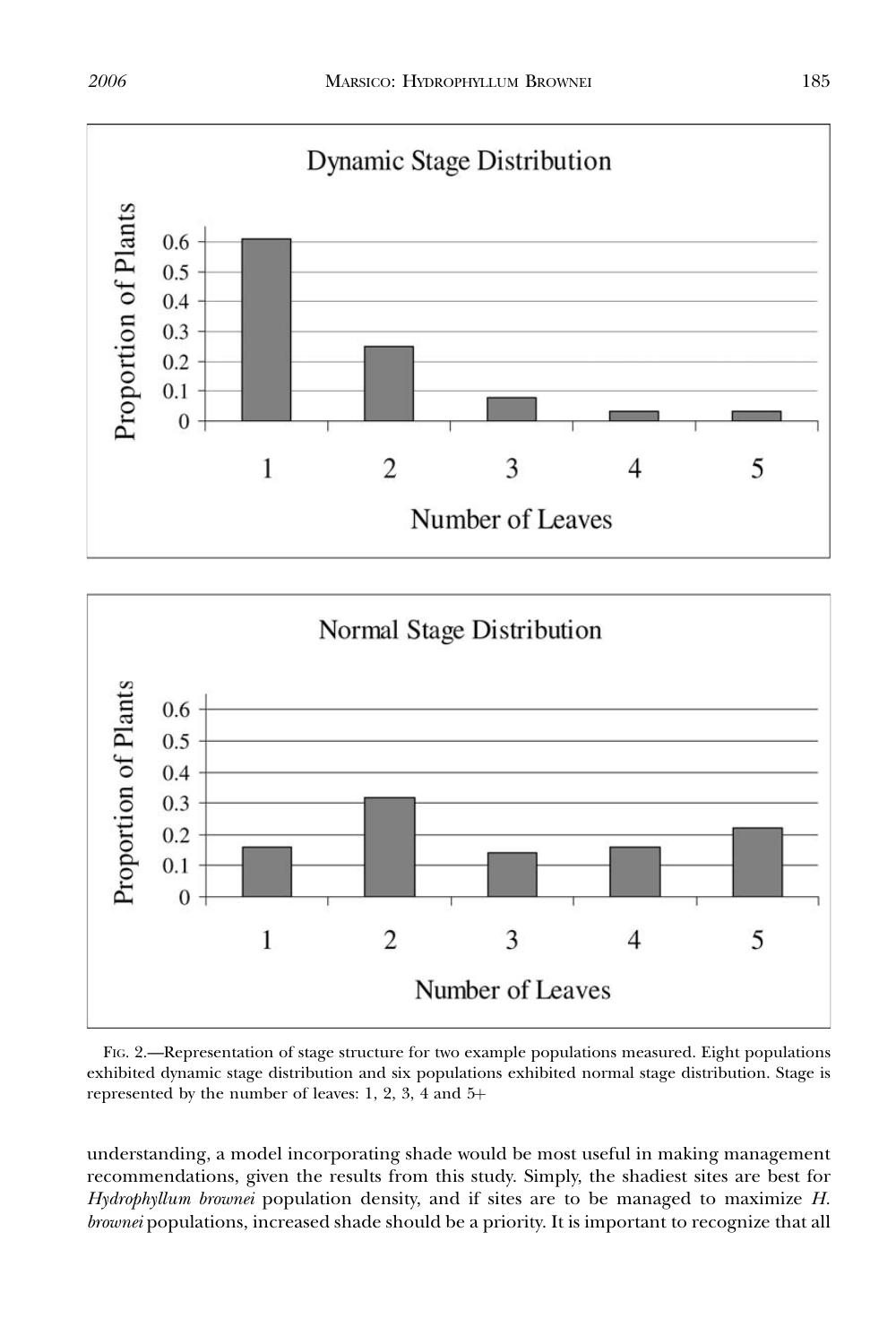FIG. 2.—Representation of stage structure for two example populations measured. Eight populations exhibited dynamic stage distribution and six populations exhibited normal stage distribution. Stage is represented by the number of leaves: 1, 2, 3, 4 and 5+

understanding, a model incorporating shade would be most useful in making management recommendations, given the results from this study. Simply, the shadiest sites are best for *Hydrophyllum brownei* population density, and if sites are to be managed to maximize *H. brownei* populations, increased shade should be a priority. It is important to recognize that all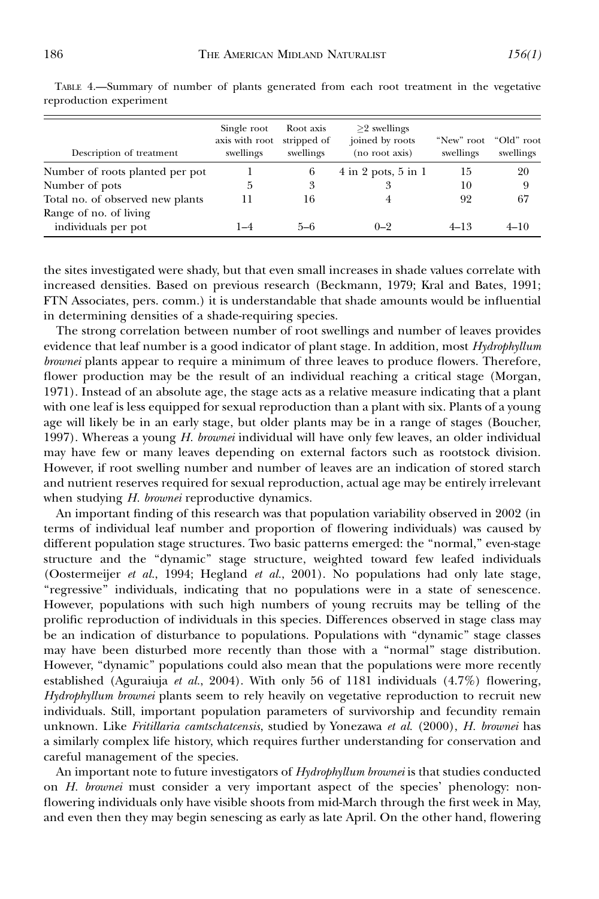TABLE 4.—Summary of number of plants generated from each root treatment in the vegetative reproduction experiment

| Description of treatment | Single root axis with root swellings | Root axis stripped of swellings | ≥2 swellings joined by roots (no root axis) | "New" root swellings | "Old" root swellings |
|---|---|---|---|---|---|
| Number of roots planted per pot | 1 | 6 | 4 in 2 pots, 5 in 1 | 15 | 20 |
| Number of pots | 5 | 3 | 3 | 10 | 9 |
| Total no. of observed new plants | 11 | 16 | 4 | 92 | 67 |
| Range of no. of living individuals per pot | 1–4 | 5–6 | 0–2 | 4–13 | 4–10 |

the sites investigated were shady, but that even small increases in shade values correlate with increased densities. Based on previous research (Beckmann, 1979; Kral and Bates, 1991; FTN Associates, pers. comm.) it is understandable that shade amounts would be influential in determining densities of a shade-requiring species.

The strong correlation between number of root swellings and number of leaves provides evidence that leaf number is a good indicator of plant stage. In addition, most *Hydrophyllum brownei* plants appear to require a minimum of three leaves to produce flowers. Therefore, flower production may be the result of an individual reaching a critical stage (Morgan, 1971). Instead of an absolute age, the stage acts as a relative measure indicating that a plant with one leaf is less equipped for sexual reproduction than a plant with six. Plants of a young age will likely be in an early stage, but older plants may be in a range of stages (Boucher, 1997). Whereas a young *H. brownei* individual will have only few leaves, an older individual may have few or many leaves depending on external factors such as rootstock division. However, if root swelling number and number of leaves are an indication of stored starch and nutrient reserves required for sexual reproduction, actual age may be entirely irrelevant when studying *H. brownei* reproductive dynamics.

An important finding of this research was that population variability observed in 2002 (in terms of individual leaf number and proportion of flowering individuals) was caused by different population stage structures. Two basic patterns emerged: the "normal," even-stage structure and the "dynamic" stage structure, weighted toward few leafed individuals (Oostermeijer *et al.*, 1994; Hegland *et al.*, 2001). No populations had only late stage, "regressive" individuals, indicating that no populations were in a state of senescence. However, populations with such high numbers of young recruits may be telling of the prolific reproduction of individuals in this species. Differences observed in stage class may be an indication of disturbance to populations. Populations with "dynamic" stage classes may have been disturbed more recently than those with a "normal" stage distribution. However, "dynamic" populations could also mean that the populations were more recently established (Aguraiuja *et al.*, 2004). With only 56 of 1181 individuals (4.7%) flowering, *Hydrophyllum brownei* plants seem to rely heavily on vegetative reproduction to recruit new individuals. Still, important population parameters of survivorship and fecundity remain unknown. Like *Fritillaria camtschatcensis*, studied by Yonezawa *et al.* (2000), *H. brownei* has a similarly complex life history, which requires further understanding for conservation and careful management of the species.

An important note to future investigators of *Hydrophyllum brownei* is that studies conducted on *H. brownei* must consider a very important aspect of the species' phenology: non-flowering individuals only have visible shoots from mid-March through the first week in May, and even then they may begin senescing as early as late April. On the other hand, flowering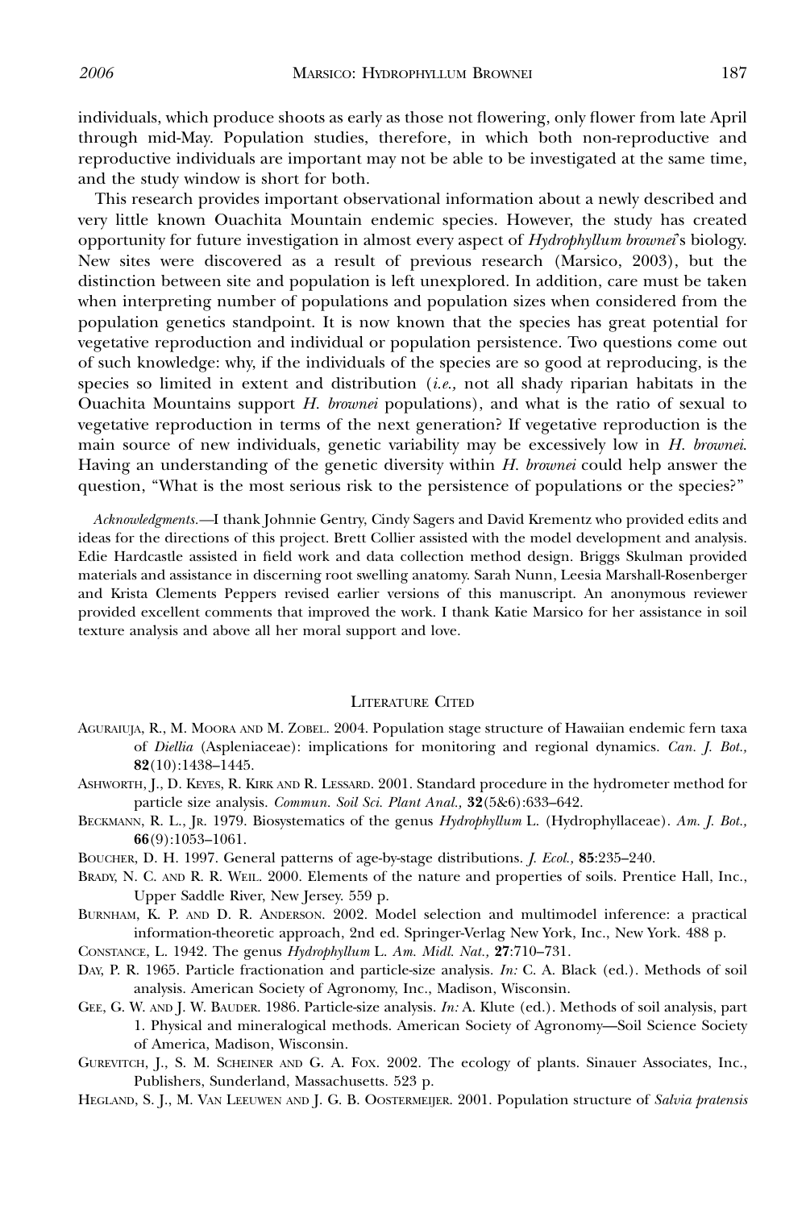individuals, which produce shoots as early as those not flowering, only flower from late April through mid-May. Population studies, therefore, in which both non-reproductive and reproductive individuals are important may not be able to be investigated at the same time, and the study window is short for both.

This research provides important observational information about a newly described and very little known Ouachita Mountain endemic species. However, the study has created opportunity for future investigation in almost every aspect of *Hydrophyllum brownei*'s biology. New sites were discovered as a result of previous research (Marsico, 2003), but the distinction between site and population is left unexplored. In addition, care must be taken when interpreting number of populations and population sizes when considered from the population genetics standpoint. It is now known that the species has great potential for vegetative reproduction and individual or population persistence. Two questions come out of such knowledge: why, if the individuals of the species are so good at reproducing, is the species so limited in extent and distribution (*i.e.,* not all shady riparian habitats in the Ouachita Mountains support *H. brownei* populations), and what is the ratio of sexual to vegetative reproduction in terms of the next generation? If vegetative reproduction is the main source of new individuals, genetic variability may be excessively low in *H. brownei*. Having an understanding of the genetic diversity within *H. brownei* could help answer the question, "What is the most serious risk to the persistence of populations or the species?"

*Acknowledgments.*—I thank Johnnie Gentry, Cindy Sagers and David Krementz who provided edits and ideas for the directions of this project. Brett Collier assisted with the model development and analysis. Edie Hardcastle assisted in field work and data collection method design. Briggs Skulman provided materials and assistance in discerning root swelling anatomy. Sarah Nunn, Leesia Marshall-Rosenberger and Krista Clements Peppers revised earlier versions of this manuscript. An anonymous reviewer provided excellent comments that improved the work. I thank Katie Marsico for her assistance in soil texture analysis and above all her moral support and love.

## Literature Cited

Aguraiuja, R., M. Moora and M. Zobel. 2004. Population stage structure of Hawaiian endemic fern taxa of *Diellia* (Aspleniaceae): implications for monitoring and regional dynamics. *Can. J. Bot.,* **82**(10):1438–1445.

Ashworth, J., D. Keyes, R. Kirk and R. Lessard. 2001. Standard procedure in the hydrometer method for particle size analysis. *Commun. Soil Sci. Plant Anal.,* **32**(5&6):633–642.

Beckmann, R. L., Jr. 1979. Biosystematics of the genus *Hydrophyllum* L. (Hydrophyllaceae). *Am. J. Bot.,* **66**(9):1053–1061.

Boucher, D. H. 1997. General patterns of age-by-stage distributions. *J. Ecol.,* **85**:235–240.

Brady, N. C. and R. R. Weil. 2000. Elements of the nature and properties of soils. Prentice Hall, Inc., Upper Saddle River, New Jersey. 559 p.

Burnham, K. P. and D. R. Anderson. 2002. Model selection and multimodel inference: a practical information-theoretic approach, 2nd ed. Springer-Verlag New York, Inc., New York. 488 p.

Constance, L. 1942. The genus *Hydrophyllum* L. *Am. Midl. Nat.,* **27**:710–731.

Day, P. R. 1965. Particle fractionation and particle-size analysis. *In:* C. A. Black (ed.). Methods of soil analysis. American Society of Agronomy, Inc., Madison, Wisconsin.

Gee, G. W. and J. W. Bauder. 1986. Particle-size analysis. *In:* A. Klute (ed.). Methods of soil analysis, part 1. Physical and mineralogical methods. American Society of Agronomy—Soil Science Society of America, Madison, Wisconsin.

Gurevitch, J., S. M. Scheiner and G. A. Fox. 2002. The ecology of plants. Sinauer Associates, Inc., Publishers, Sunderland, Massachusetts. 523 p.

Hegland, S. J., M. Van Leeuwen and J. G. B. Oostermeijer. 2001. Population structure of *Salvia pratensis*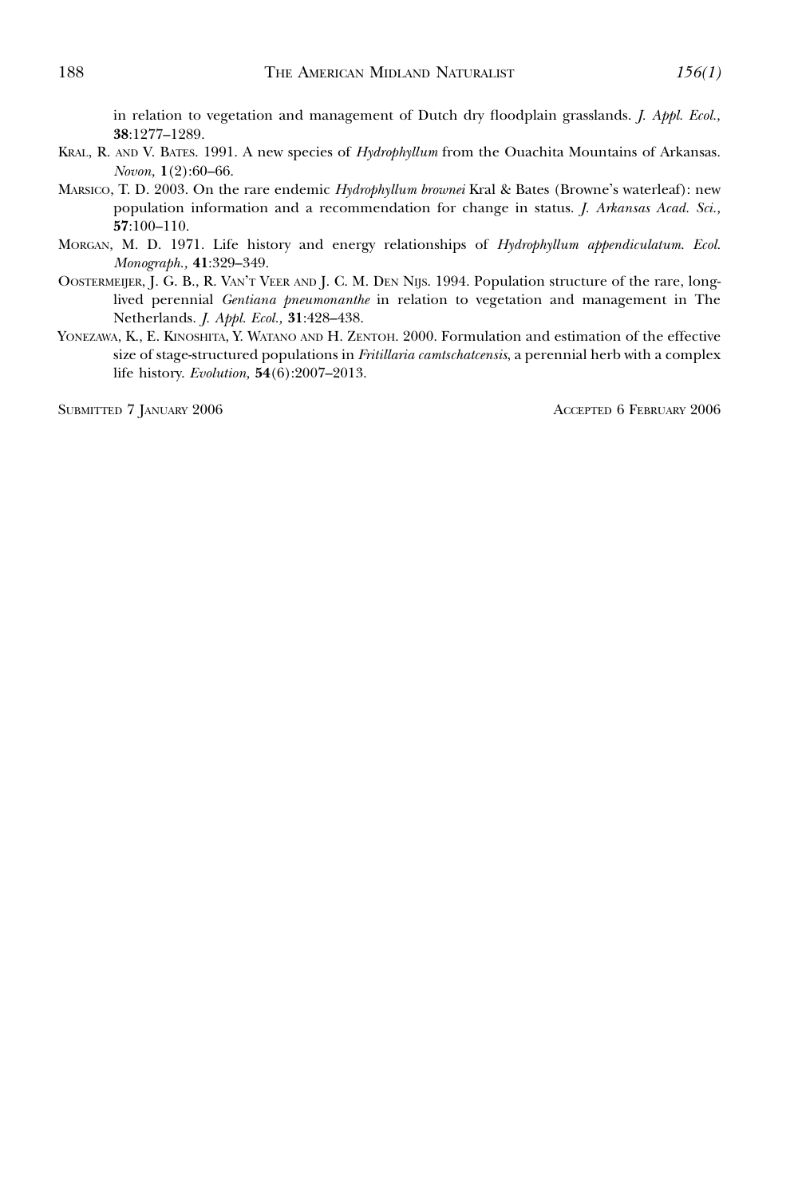in relation to vegetation and management of Dutch dry floodplain grasslands. *J. Appl. Ecol.,* **38**:1277–1289.

KRAL, R. AND V. BATES. 1991. A new species of *Hydrophyllum* from the Ouachita Mountains of Arkansas. *Novon,* **1**(2):60–66.

MARSICO, T. D. 2003. On the rare endemic *Hydrophyllum brownei* Kral & Bates (Browne's waterleaf): new population information and a recommendation for change in status. *J. Arkansas Acad. Sci.,* **57**:100–110.

MORGAN, M. D. 1971. Life history and energy relationships of *Hydrophyllum appendiculatum. Ecol. Monograph.,* **41**:329–349.

OOSTERMEIJER, J. G. B., R. VAN'T VEER AND J. C. M. DEN NIJS. 1994. Population structure of the rare, long-lived perennial *Gentiana pneumonanthe* in relation to vegetation and management in The Netherlands. *J. Appl. Ecol.,* **31**:428–438.

YONEZAWA, K., E. KINOSHITA, Y. WATANO AND H. ZENTOH. 2000. Formulation and estimation of the effective size of stage-structured populations in *Fritillaria camtschatcensis*, a perennial herb with a complex life history. *Evolution,* **54**(6):2007–2013.

SUBMITTED 7 JANUARY 2006 ACCEPTED 6 FEBRUARY 2006